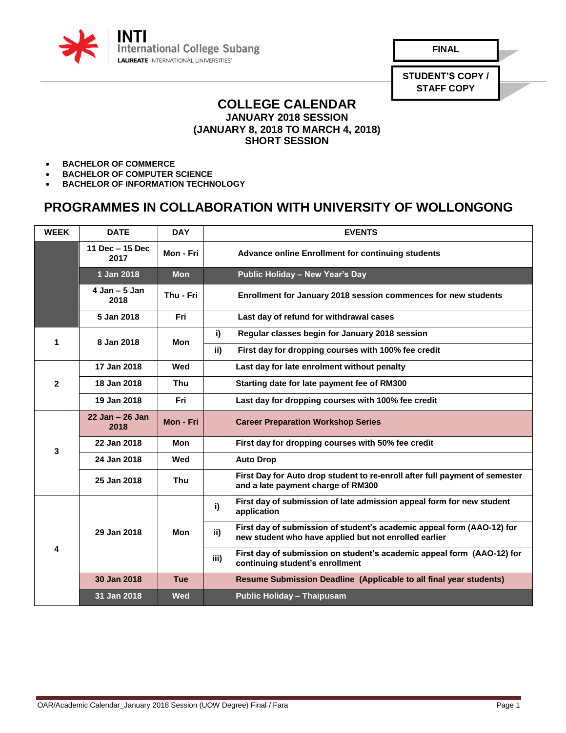INTI International College Subang
LAUREATE INTERNATIONAL UNIVERSITIES®

**FINAL**

**STUDENT'S COPY / STAFF COPY**

# COLLEGE CALENDAR

**JANUARY 2018 SESSION**
**(JANUARY 8, 2018 TO MARCH 4, 2018)**
**SHORT SESSION**

- **BACHELOR OF COMMERCE**
- **BACHELOR OF COMPUTER SCIENCE**
- **BACHELOR OF INFORMATION TECHNOLOGY**

## PROGRAMMES IN COLLABORATION WITH UNIVERSITY OF WOLLONGONG

| WEEK | DATE | DAY | | EVENTS |
|---|---|---|---|---|
| | 11 Dec – 15 Dec 2017 | Mon - Fri | | Advance online Enrollment for continuing students |
| | 1 Jan 2018 | Mon | | Public Holiday – New Year's Day |
| | 4 Jan – 5 Jan 2018 | Thu - Fri | | Enrollment for January 2018 session commences for new students |
| | 5 Jan 2018 | Fri | | Last day of refund for withdrawal cases |
| 1 | 8 Jan 2018 | Mon | i) | Regular classes begin for January 2018 session |
| | | | ii) | First day for dropping courses with 100% fee credit |
| 2 | 17 Jan 2018 | Wed | | Last day for late enrolment without penalty |
| | 18 Jan 2018 | Thu | | Starting date for late payment fee of RM300 |
| | 19 Jan 2018 | Fri | | Last day for dropping courses with 100% fee credit |
| 3 | 22 Jan – 26 Jan 2018 | Mon - Fri | | Career Preparation Workshop Series |
| | 22 Jan 2018 | Mon | | First day for dropping courses with 50% fee credit |
| | 24 Jan 2018 | Wed | | Auto Drop |
| | 25 Jan 2018 | Thu | | First Day for Auto drop student to re-enroll after full payment of semester and a late payment charge of RM300 |
| 4 | 29 Jan 2018 | Mon | i) | First day of submission of late admission appeal form for new student application |
| | | | ii) | First day of submission of student's academic appeal form (AAO-12) for new student who have applied but not enrolled earlier |
| | | | iii) | First day of submission on student's academic appeal form (AAO-12) for continuing student's enrollment |
| | 30 Jan 2018 | Tue | | Resume Submission Deadline (Applicable to all final year students) |
| | 31 Jan 2018 | Wed | | Public Holiday – Thaipusam |

OAR/Academic Calendar_January 2018 Session (UOW Degree) Final / Fara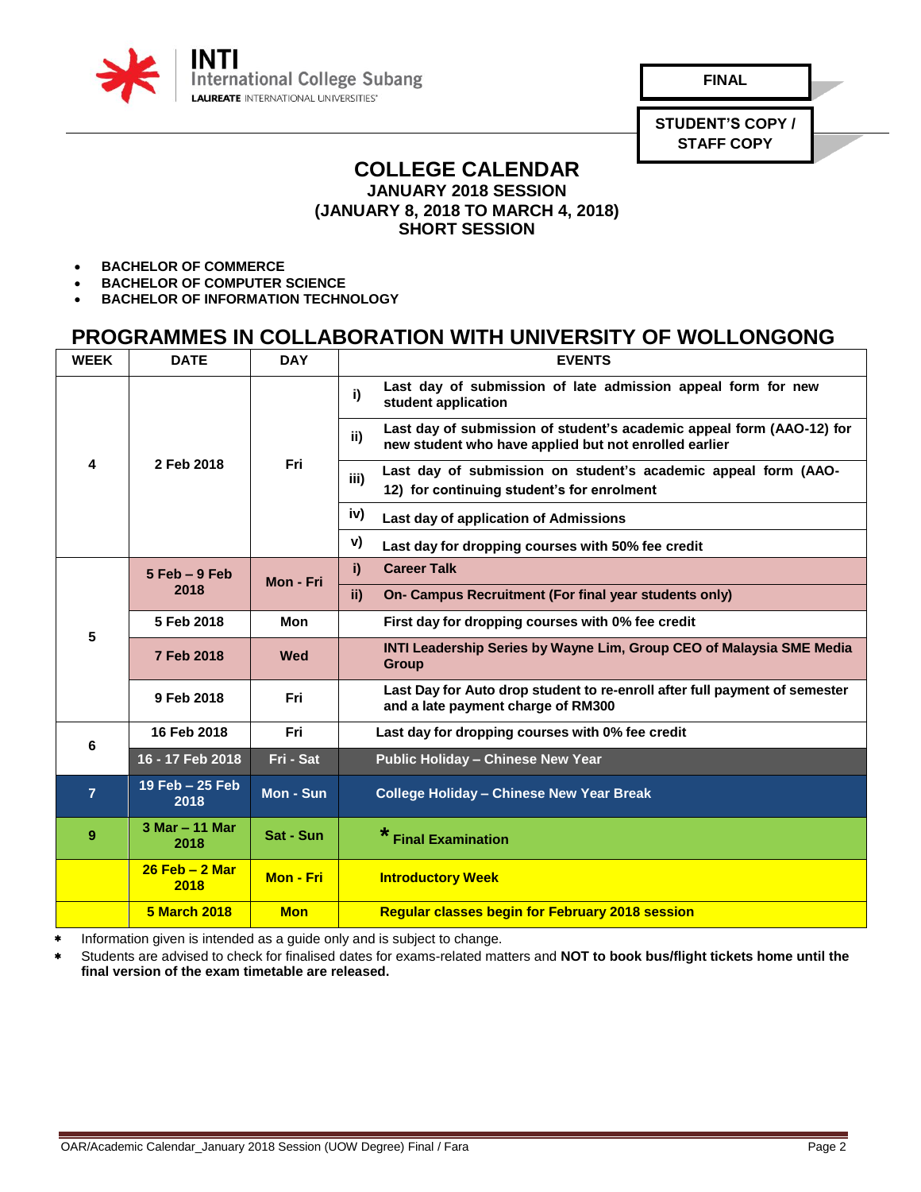INTI International College Subang

LAUREATE INTERNATIONAL UNIVERSITIES

**FINAL**

**STUDENT'S COPY / STAFF COPY**

# COLLEGE CALENDAR

## JANUARY 2018 SESSION
## (JANUARY 8, 2018 TO MARCH 4, 2018)
## SHORT SESSION

- **BACHELOR OF COMMERCE**
- **BACHELOR OF COMPUTER SCIENCE**
- **BACHELOR OF INFORMATION TECHNOLOGY**

## PROGRAMMES IN COLLABORATION WITH UNIVERSITY OF WOLLONGONG

| WEEK | DATE | DAY | | EVENTS |
|---|---|---|---|---|
| 4 | 2 Feb 2018 | Fri | i) | Last day of submission of late admission appeal form for new student application |
| | | | ii) | Last day of submission of student's academic appeal form (AAO-12) for new student who have applied but not enrolled earlier |
| | | | iii) | Last day of submission on student's academic appeal form (AAO-12) for continuing student's for enrolment |
| | | | iv) | Last day of application of Admissions |
| | | | v) | Last day for dropping courses with 50% fee credit |
| 5 | 5 Feb – 9 Feb 2018 | Mon - Fri | i) | Career Talk |
| | | | ii) | On- Campus Recruitment (For final year students only) |
| | 5 Feb 2018 | Mon | | First day for dropping courses with 0% fee credit |
| | 7 Feb 2018 | Wed | | INTI Leadership Series by Wayne Lim, Group CEO of Malaysia SME Media Group |
| | 9 Feb 2018 | Fri | | Last Day for Auto drop student to re-enroll after full payment of semester and a late payment charge of RM300 |
| 6 | 16 Feb 2018 | Fri | | Last day for dropping courses with 0% fee credit |
| | 16 - 17 Feb 2018 | Fri - Sat | | Public Holiday – Chinese New Year |
| 7 | 19 Feb – 25 Feb 2018 | Mon - Sun | | College Holiday – Chinese New Year Break |
| 9 | 3 Mar – 11 Mar 2018 | Sat - Sun | | * Final Examination |
| | 26 Feb – 2 Mar 2018 | Mon - Fri | | Introductory Week |
| | 5 March 2018 | Mon | | Regular classes begin for February 2018 session |

- * Information given is intended as a guide only and is subject to change.
- * Students are advised to check for finalised dates for exams-related matters and **NOT to book bus/flight tickets home until the final version of the exam timetable are released.**

OAR/Academic Calendar_January 2018 Session (UOW Degree) Final / Fara